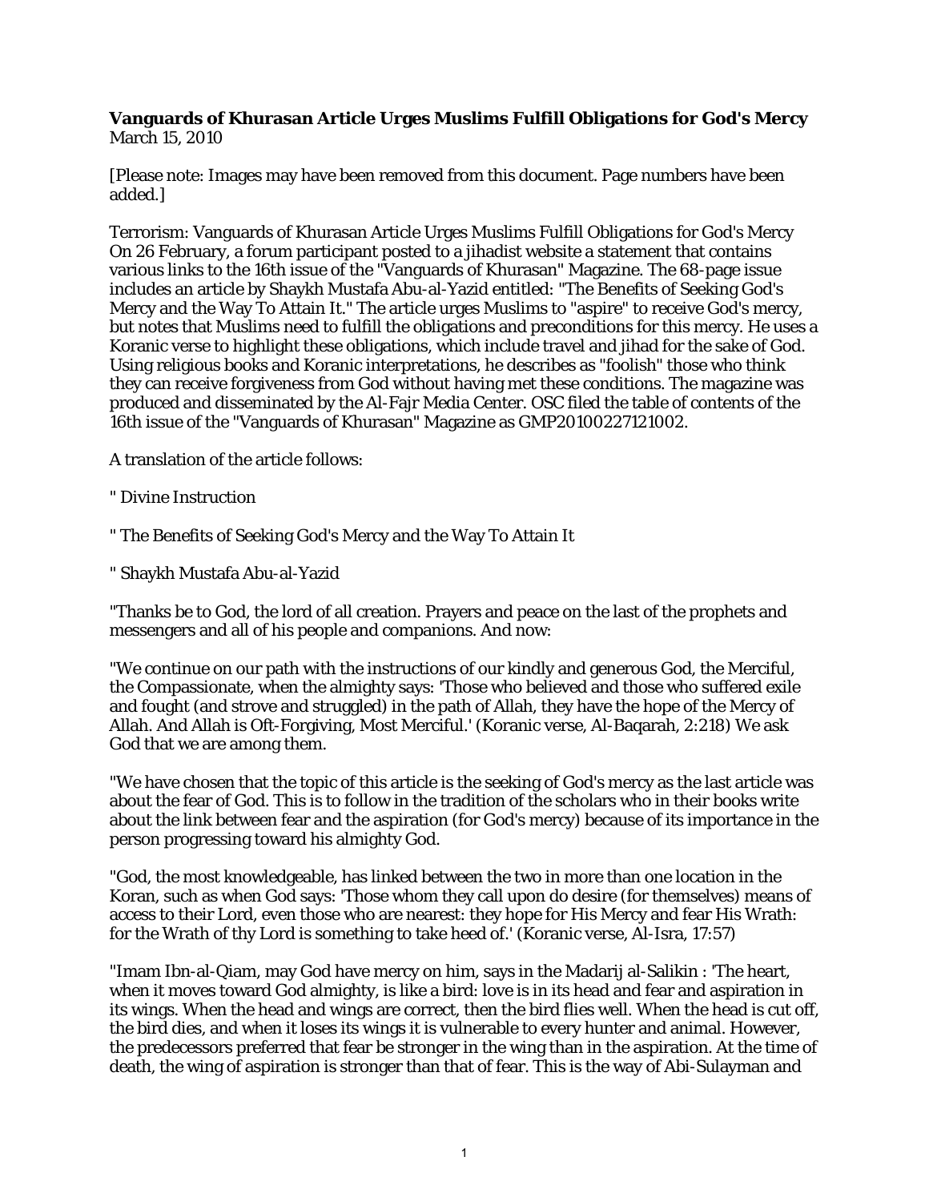**Vanguards of Khurasan Article Urges Muslims Fulfill Obligations for God's Mercy**
March 15, 2010

[Please note: Images may have been removed from this document. Page numbers have been added.]

Terrorism: Vanguards of Khurasan Article Urges Muslims Fulfill Obligations for God's Mercy
On 26 February, a forum participant posted to a jihadist website a statement that contains various links to the 16th issue of the "Vanguards of Khurasan" Magazine. The 68-page issue includes an article by Shaykh Mustafa Abu-al-Yazid entitled: "The Benefits of Seeking God's Mercy and the Way To Attain It." The article urges Muslims to "aspire" to receive God's mercy, but notes that Muslims need to fulfill the obligations and preconditions for this mercy. He uses a Koranic verse to highlight these obligations, which include travel and jihad for the sake of God. Using religious books and Koranic interpretations, he describes as "foolish" those who think they can receive forgiveness from God without having met these conditions. The magazine was produced and disseminated by the Al-Fajr Media Center. OSC filed the table of contents of the 16th issue of the "Vanguards of Khurasan" Magazine as GMP20100227121002.

A translation of the article follows:

" Divine Instruction

" The Benefits of Seeking God's Mercy and the Way To Attain It

" Shaykh Mustafa Abu-al-Yazid

"Thanks be to God, the lord of all creation. Prayers and peace on the last of the prophets and messengers and all of his people and companions. And now:

"We continue on our path with the instructions of our kindly and generous God, the Merciful, the Compassionate, when the almighty says: 'Those who believed and those who suffered exile and fought (and strove and struggled) in the path of Allah, they have the hope of the Mercy of Allah. And Allah is Oft-Forgiving, Most Merciful.' (Koranic verse, Al-Baqarah, 2:218) We ask God that we are among them.

"We have chosen that the topic of this article is the seeking of God's mercy as the last article was about the fear of God. This is to follow in the tradition of the scholars who in their books write about the link between fear and the aspiration (for God's mercy) because of its importance in the person progressing toward his almighty God.

"God, the most knowledgeable, has linked between the two in more than one location in the Koran, such as when God says: 'Those whom they call upon do desire (for themselves) means of access to their Lord, even those who are nearest: they hope for His Mercy and fear His Wrath: for the Wrath of thy Lord is something to take heed of.' (Koranic verse, Al-Isra, 17:57)

"Imam Ibn-al-Qiam, may God have mercy on him, says in the Madarij al-Salikin : 'The heart, when it moves toward God almighty, is like a bird: love is in its head and fear and aspiration in its wings. When the head and wings are correct, then the bird flies well. When the head is cut off, the bird dies, and when it loses its wings it is vulnerable to every hunter and animal. However, the predecessors preferred that fear be stronger in the wing than in the aspiration. At the time of death, the wing of aspiration is stronger than that of fear. This is the way of Abi-Sulayman and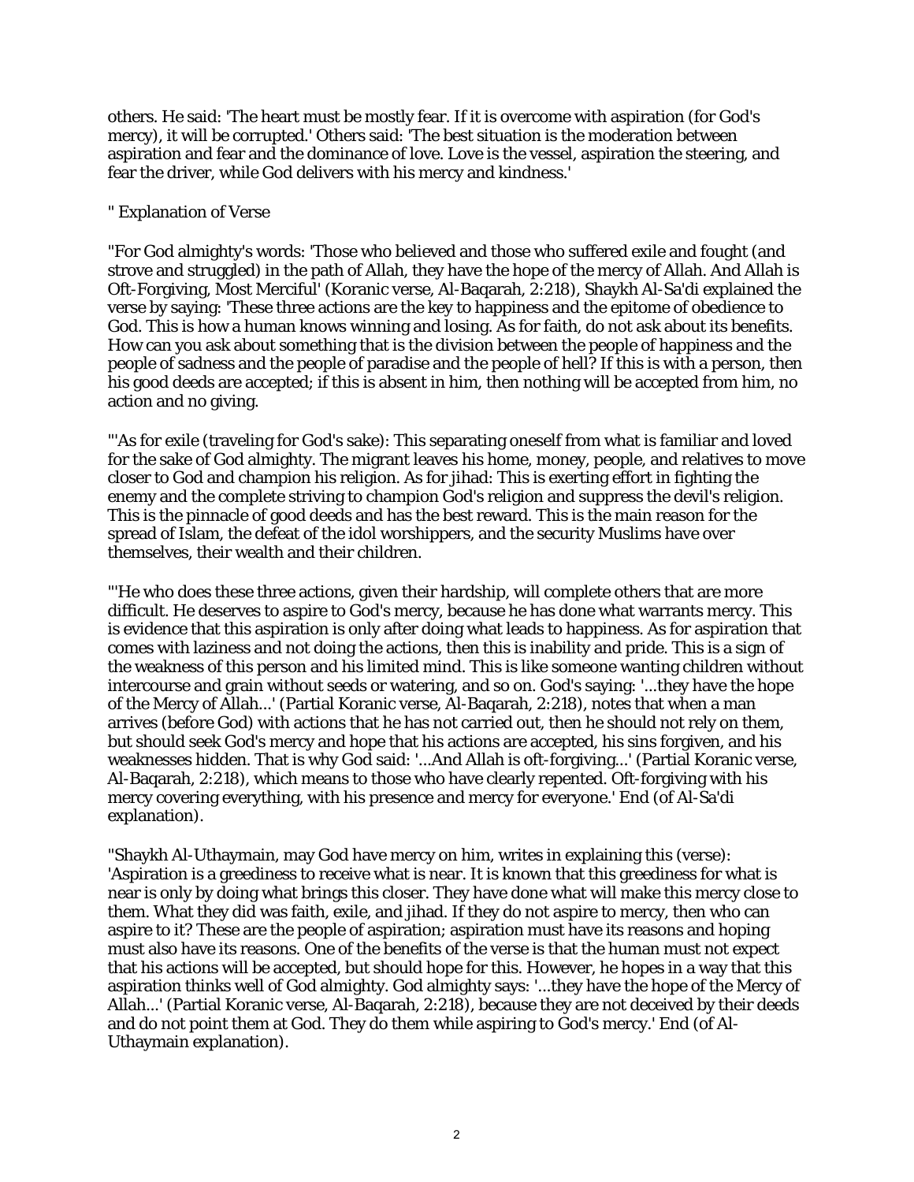others. He said: 'The heart must be mostly fear. If it is overcome with aspiration (for God's mercy), it will be corrupted.' Others said: 'The best situation is the moderation between aspiration and fear and the dominance of love. Love is the vessel, aspiration the steering, and fear the driver, while God delivers with his mercy and kindness.'

" Explanation of Verse

"For God almighty's words: 'Those who believed and those who suffered exile and fought (and strove and struggled) in the path of Allah, they have the hope of the mercy of Allah. And Allah is Oft-Forgiving, Most Merciful' (Koranic verse, Al-Baqarah, 2:218), Shaykh Al-Sa'di explained the verse by saying: 'These three actions are the key to happiness and the epitome of obedience to God. This is how a human knows winning and losing. As for faith, do not ask about its benefits. How can you ask about something that is the division between the people of happiness and the people of sadness and the people of paradise and the people of hell? If this is with a person, then his good deeds are accepted; if this is absent in him, then nothing will be accepted from him, no action and no giving.

"'As for exile (traveling for God's sake): This separating oneself from what is familiar and loved for the sake of God almighty. The migrant leaves his home, money, people, and relatives to move closer to God and champion his religion. As for jihad: This is exerting effort in fighting the enemy and the complete striving to champion God's religion and suppress the devil's religion. This is the pinnacle of good deeds and has the best reward. This is the main reason for the spread of Islam, the defeat of the idol worshippers, and the security Muslims have over themselves, their wealth and their children.

"'He who does these three actions, given their hardship, will complete others that are more difficult. He deserves to aspire to God's mercy, because he has done what warrants mercy. This is evidence that this aspiration is only after doing what leads to happiness. As for aspiration that comes with laziness and not doing the actions, then this is inability and pride. This is a sign of the weakness of this person and his limited mind. This is like someone wanting children without intercourse and grain without seeds or watering, and so on. God's saying: '...they have the hope of the Mercy of Allah...' (Partial Koranic verse, Al-Baqarah, 2:218), notes that when a man arrives (before God) with actions that he has not carried out, then he should not rely on them, but should seek God's mercy and hope that his actions are accepted, his sins forgiven, and his weaknesses hidden. That is why God said: '...And Allah is oft-forgiving...' (Partial Koranic verse, Al-Baqarah, 2:218), which means to those who have clearly repented. Oft-forgiving with his mercy covering everything, with his presence and mercy for everyone.' End (of Al-Sa'di explanation).

"Shaykh Al-Uthaymain, may God have mercy on him, writes in explaining this (verse): 'Aspiration is a greediness to receive what is near. It is known that this greediness for what is near is only by doing what brings this closer. They have done what will make this mercy close to them. What they did was faith, exile, and jihad. If they do not aspire to mercy, then who can aspire to it? These are the people of aspiration; aspiration must have its reasons and hoping must also have its reasons. One of the benefits of the verse is that the human must not expect that his actions will be accepted, but should hope for this. However, he hopes in a way that this aspiration thinks well of God almighty. God almighty says: '...they have the hope of the Mercy of Allah...' (Partial Koranic verse, Al-Baqarah, 2:218), because they are not deceived by their deeds and do not point them at God. They do them while aspiring to God's mercy.' End (of Al-Uthaymain explanation).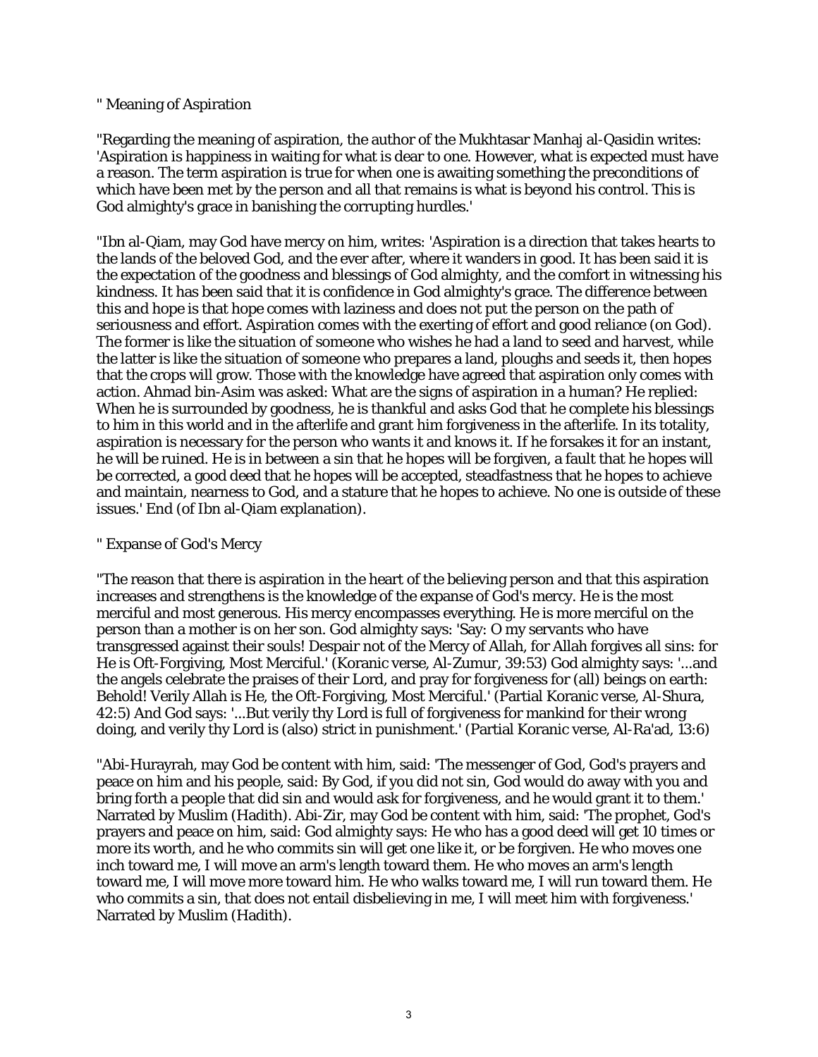" Meaning of Aspiration

"Regarding the meaning of aspiration, the author of the Mukhtasar Manhaj al-Qasidin writes: 'Aspiration is happiness in waiting for what is dear to one. However, what is expected must have a reason. The term aspiration is true for when one is awaiting something the preconditions of which have been met by the person and all that remains is what is beyond his control. This is God almighty's grace in banishing the corrupting hurdles.'

"Ibn al-Qiam, may God have mercy on him, writes: 'Aspiration is a direction that takes hearts to the lands of the beloved God, and the ever after, where it wanders in good. It has been said it is the expectation of the goodness and blessings of God almighty, and the comfort in witnessing his kindness. It has been said that it is confidence in God almighty's grace. The difference between this and hope is that hope comes with laziness and does not put the person on the path of seriousness and effort. Aspiration comes with the exerting of effort and good reliance (on God). The former is like the situation of someone who wishes he had a land to seed and harvest, while the latter is like the situation of someone who prepares a land, ploughs and seeds it, then hopes that the crops will grow. Those with the knowledge have agreed that aspiration only comes with action. Ahmad bin-Asim was asked: What are the signs of aspiration in a human? He replied: When he is surrounded by goodness, he is thankful and asks God that he complete his blessings to him in this world and in the afterlife and grant him forgiveness in the afterlife. In its totality, aspiration is necessary for the person who wants it and knows it. If he forsakes it for an instant, he will be ruined. He is in between a sin that he hopes will be forgiven, a fault that he hopes will be corrected, a good deed that he hopes will be accepted, steadfastness that he hopes to achieve and maintain, nearness to God, and a stature that he hopes to achieve. No one is outside of these issues.' End (of Ibn al-Qiam explanation).

" Expanse of God's Mercy

"The reason that there is aspiration in the heart of the believing person and that this aspiration increases and strengthens is the knowledge of the expanse of God's mercy. He is the most merciful and most generous. His mercy encompasses everything. He is more merciful on the person than a mother is on her son. God almighty says: 'Say: O my servants who have transgressed against their souls! Despair not of the Mercy of Allah, for Allah forgives all sins: for He is Oft-Forgiving, Most Merciful.' (Koranic verse, Al-Zumur, 39:53) God almighty says: '...and the angels celebrate the praises of their Lord, and pray for forgiveness for (all) beings on earth: Behold! Verily Allah is He, the Oft-Forgiving, Most Merciful.' (Partial Koranic verse, Al-Shura, 42:5) And God says: '...But verily thy Lord is full of forgiveness for mankind for their wrong doing, and verily thy Lord is (also) strict in punishment.' (Partial Koranic verse, Al-Ra'ad, 13:6)

"Abi-Hurayrah, may God be content with him, said: 'The messenger of God, God's prayers and peace on him and his people, said: By God, if you did not sin, God would do away with you and bring forth a people that did sin and would ask for forgiveness, and he would grant it to them.' Narrated by Muslim (Hadith). Abi-Zir, may God be content with him, said: 'The prophet, God's prayers and peace on him, said: God almighty says: He who has a good deed will get 10 times or more its worth, and he who commits sin will get one like it, or be forgiven. He who moves one inch toward me, I will move an arm's length toward them. He who moves an arm's length toward me, I will move more toward him. He who walks toward me, I will run toward them. He who commits a sin, that does not entail disbelieving in me, I will meet him with forgiveness.' Narrated by Muslim (Hadith).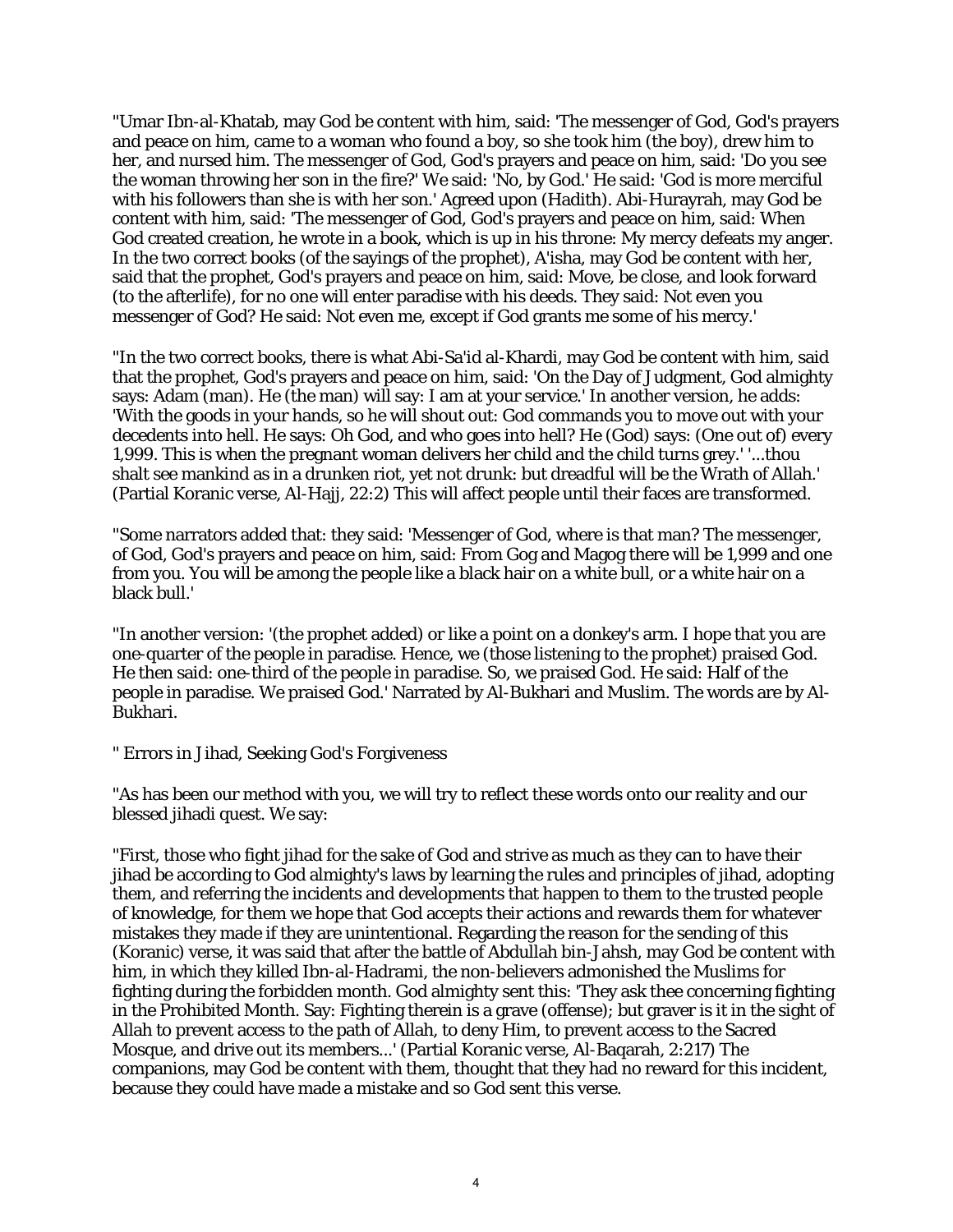"Umar Ibn-al-Khatab, may God be content with him, said: 'The messenger of God, God's prayers and peace on him, came to a woman who found a boy, so she took him (the boy), drew him to her, and nursed him. The messenger of God, God's prayers and peace on him, said: 'Do you see the woman throwing her son in the fire?' We said: 'No, by God.' He said: 'God is more merciful with his followers than she is with her son.' Agreed upon (Hadith). Abi-Hurayrah, may God be content with him, said: 'The messenger of God, God's prayers and peace on him, said: When God created creation, he wrote in a book, which is up in his throne: My mercy defeats my anger. In the two correct books (of the sayings of the prophet), A'isha, may God be content with her, said that the prophet, God's prayers and peace on him, said: Move, be close, and look forward (to the afterlife), for no one will enter paradise with his deeds. They said: Not even you messenger of God? He said: Not even me, except if God grants me some of his mercy.'

"In the two correct books, there is what Abi-Sa'id al-Khardi, may God be content with him, said that the prophet, God's prayers and peace on him, said: 'On the Day of Judgment, God almighty says: Adam (man). He (the man) will say: I am at your service.' In another version, he adds: 'With the goods in your hands, so he will shout out: God commands you to move out with your decedents into hell. He says: Oh God, and who goes into hell? He (God) says: (One out of) every 1,999. This is when the pregnant woman delivers her child and the child turns grey.' '...thou shalt see mankind as in a drunken riot, yet not drunk: but dreadful will be the Wrath of Allah.' (Partial Koranic verse, Al-Hajj, 22:2) This will affect people until their faces are transformed.

"Some narrators added that: they said: 'Messenger of God, where is that man? The messenger, of God, God's prayers and peace on him, said: From Gog and Magog there will be 1,999 and one from you. You will be among the people like a black hair on a white bull, or a white hair on a black bull.'

"In another version: '(the prophet added) or like a point on a donkey's arm. I hope that you are one-quarter of the people in paradise. Hence, we (those listening to the prophet) praised God. He then said: one-third of the people in paradise. So, we praised God. He said: Half of the people in paradise. We praised God.' Narrated by Al-Bukhari and Muslim. The words are by Al-Bukhari.

" Errors in Jihad, Seeking God's Forgiveness

"As has been our method with you, we will try to reflect these words onto our reality and our blessed jihadi quest. We say:

"First, those who fight jihad for the sake of God and strive as much as they can to have their jihad be according to God almighty's laws by learning the rules and principles of jihad, adopting them, and referring the incidents and developments that happen to them to the trusted people of knowledge, for them we hope that God accepts their actions and rewards them for whatever mistakes they made if they are unintentional. Regarding the reason for the sending of this (Koranic) verse, it was said that after the battle of Abdullah bin-Jahsh, may God be content with him, in which they killed Ibn-al-Hadrami, the non-believers admonished the Muslims for fighting during the forbidden month. God almighty sent this: 'They ask thee concerning fighting in the Prohibited Month. Say: Fighting therein is a grave (offense); but graver is it in the sight of Allah to prevent access to the path of Allah, to deny Him, to prevent access to the Sacred Mosque, and drive out its members...' (Partial Koranic verse, Al-Baqarah, 2:217) The companions, may God be content with them, thought that they had no reward for this incident, because they could have made a mistake and so God sent this verse.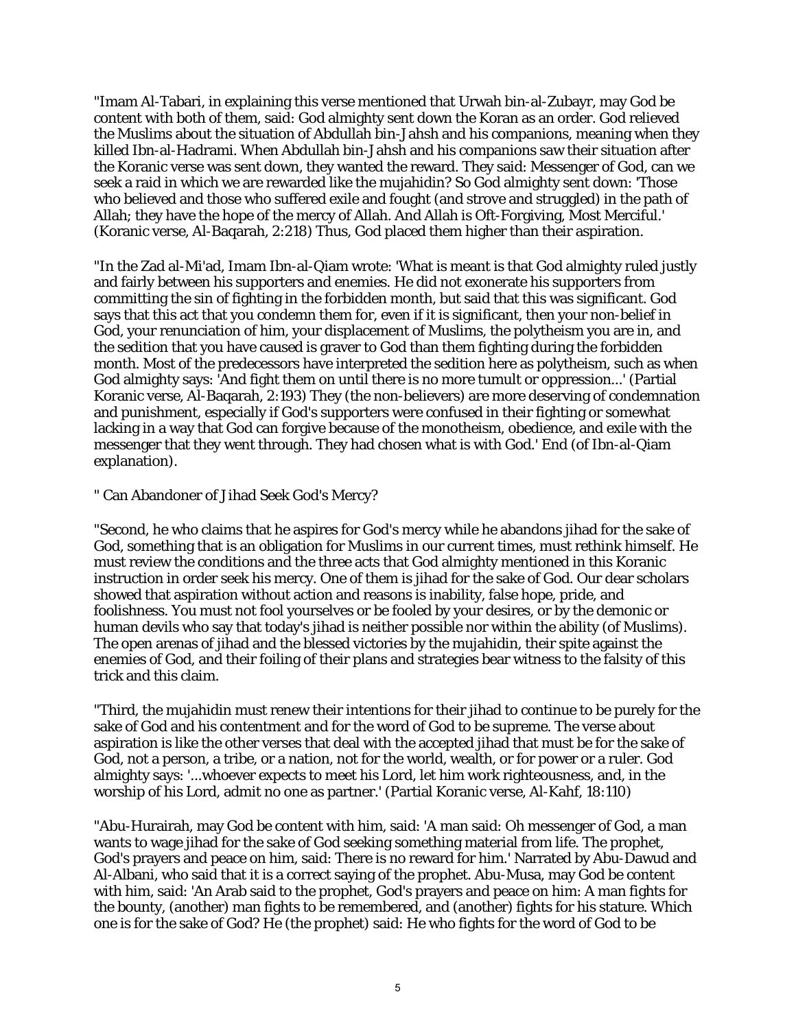"Imam Al-Tabari, in explaining this verse mentioned that Urwah bin-al-Zubayr, may God be content with both of them, said: God almighty sent down the Koran as an order. God relieved the Muslims about the situation of Abdullah bin-Jahsh and his companions, meaning when they killed Ibn-al-Hadrami. When Abdullah bin-Jahsh and his companions saw their situation after the Koranic verse was sent down, they wanted the reward. They said: Messenger of God, can we seek a raid in which we are rewarded like the mujahidin? So God almighty sent down: 'Those who believed and those who suffered exile and fought (and strove and struggled) in the path of Allah; they have the hope of the mercy of Allah. And Allah is Oft-Forgiving, Most Merciful.' (Koranic verse, Al-Baqarah, 2:218) Thus, God placed them higher than their aspiration.

"In the Zad al-Mi'ad, Imam Ibn-al-Qiam wrote: 'What is meant is that God almighty ruled justly and fairly between his supporters and enemies. He did not exonerate his supporters from committing the sin of fighting in the forbidden month, but said that this was significant. God says that this act that you condemn them for, even if it is significant, then your non-belief in God, your renunciation of him, your displacement of Muslims, the polytheism you are in, and the sedition that you have caused is graver to God than them fighting during the forbidden month. Most of the predecessors have interpreted the sedition here as polytheism, such as when God almighty says: 'And fight them on until there is no more tumult or oppression...' (Partial Koranic verse, Al-Baqarah, 2:193) They (the non-believers) are more deserving of condemnation and punishment, especially if God's supporters were confused in their fighting or somewhat lacking in a way that God can forgive because of the monotheism, obedience, and exile with the messenger that they went through. They had chosen what is with God.' End (of Ibn-al-Qiam explanation).

" Can Abandoner of Jihad Seek God's Mercy?

"Second, he who claims that he aspires for God's mercy while he abandons jihad for the sake of God, something that is an obligation for Muslims in our current times, must rethink himself. He must review the conditions and the three acts that God almighty mentioned in this Koranic instruction in order seek his mercy. One of them is jihad for the sake of God. Our dear scholars showed that aspiration without action and reasons is inability, false hope, pride, and foolishness. You must not fool yourselves or be fooled by your desires, or by the demonic or human devils who say that today's jihad is neither possible nor within the ability (of Muslims). The open arenas of jihad and the blessed victories by the mujahidin, their spite against the enemies of God, and their foiling of their plans and strategies bear witness to the falsity of this trick and this claim.

"Third, the mujahidin must renew their intentions for their jihad to continue to be purely for the sake of God and his contentment and for the word of God to be supreme. The verse about aspiration is like the other verses that deal with the accepted jihad that must be for the sake of God, not a person, a tribe, or a nation, not for the world, wealth, or for power or a ruler. God almighty says: '...whoever expects to meet his Lord, let him work righteousness, and, in the worship of his Lord, admit no one as partner.' (Partial Koranic verse, Al-Kahf, 18:110)

"Abu-Hurairah, may God be content with him, said: 'A man said: Oh messenger of God, a man wants to wage jihad for the sake of God seeking something material from life. The prophet, God's prayers and peace on him, said: There is no reward for him.' Narrated by Abu-Dawud and Al-Albani, who said that it is a correct saying of the prophet. Abu-Musa, may God be content with him, said: 'An Arab said to the prophet, God's prayers and peace on him: A man fights for the bounty, (another) man fights to be remembered, and (another) fights for his stature. Which one is for the sake of God? He (the prophet) said: He who fights for the word of God to be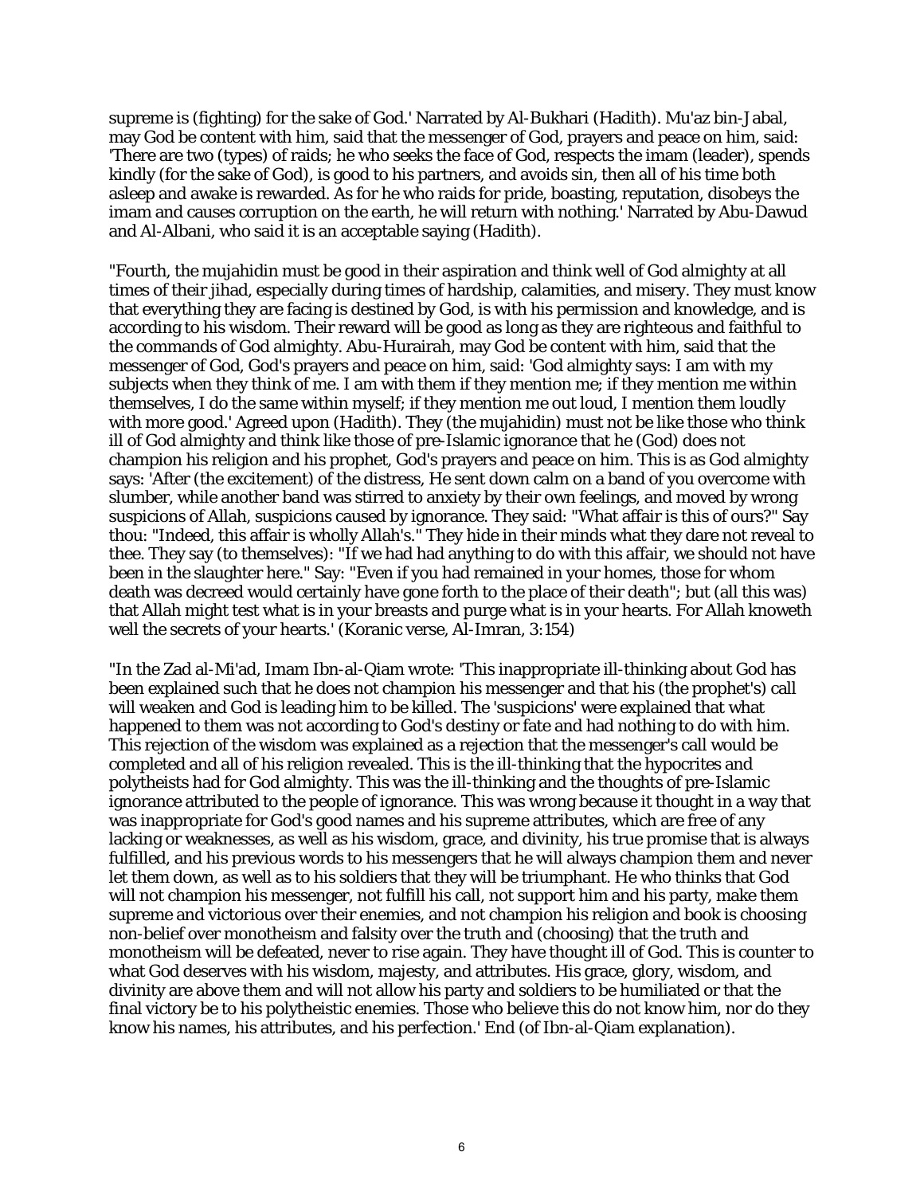supreme is (fighting) for the sake of God.' Narrated by Al-Bukhari (Hadith). Mu'az bin-Jabal, may God be content with him, said that the messenger of God, prayers and peace on him, said: 'There are two (types) of raids; he who seeks the face of God, respects the imam (leader), spends kindly (for the sake of God), is good to his partners, and avoids sin, then all of his time both asleep and awake is rewarded. As for he who raids for pride, boasting, reputation, disobeys the imam and causes corruption on the earth, he will return with nothing.' Narrated by Abu-Dawud and Al-Albani, who said it is an acceptable saying (Hadith).

"Fourth, the mujahidin must be good in their aspiration and think well of God almighty at all times of their jihad, especially during times of hardship, calamities, and misery. They must know that everything they are facing is destined by God, is with his permission and knowledge, and is according to his wisdom. Their reward will be good as long as they are righteous and faithful to the commands of God almighty. Abu-Hurairah, may God be content with him, said that the messenger of God, God's prayers and peace on him, said: 'God almighty says: I am with my subjects when they think of me. I am with them if they mention me; if they mention me within themselves, I do the same within myself; if they mention me out loud, I mention them loudly with more good.' Agreed upon (Hadith). They (the mujahidin) must not be like those who think ill of God almighty and think like those of pre-Islamic ignorance that he (God) does not champion his religion and his prophet, God's prayers and peace on him. This is as God almighty says: 'After (the excitement) of the distress, He sent down calm on a band of you overcome with slumber, while another band was stirred to anxiety by their own feelings, and moved by wrong suspicions of Allah, suspicions caused by ignorance. They said: "What affair is this of ours?" Say thou: "Indeed, this affair is wholly Allah's." They hide in their minds what they dare not reveal to thee. They say (to themselves): "If we had had anything to do with this affair, we should not have been in the slaughter here." Say: "Even if you had remained in your homes, those for whom death was decreed would certainly have gone forth to the place of their death"; but (all this was) that Allah might test what is in your breasts and purge what is in your hearts. For Allah knoweth well the secrets of your hearts.' (Koranic verse, Al-Imran, 3:154)

"In the Zad al-Mi'ad, Imam Ibn-al-Qiam wrote: 'This inappropriate ill-thinking about God has been explained such that he does not champion his messenger and that his (the prophet's) call will weaken and God is leading him to be killed. The 'suspicions' were explained that what happened to them was not according to God's destiny or fate and had nothing to do with him. This rejection of the wisdom was explained as a rejection that the messenger's call would be completed and all of his religion revealed. This is the ill-thinking that the hypocrites and polytheists had for God almighty. This was the ill-thinking and the thoughts of pre-Islamic ignorance attributed to the people of ignorance. This was wrong because it thought in a way that was inappropriate for God's good names and his supreme attributes, which are free of any lacking or weaknesses, as well as his wisdom, grace, and divinity, his true promise that is always fulfilled, and his previous words to his messengers that he will always champion them and never let them down, as well as to his soldiers that they will be triumphant. He who thinks that God will not champion his messenger, not fulfill his call, not support him and his party, make them supreme and victorious over their enemies, and not champion his religion and book is choosing non-belief over monotheism and falsity over the truth and (choosing) that the truth and monotheism will be defeated, never to rise again. They have thought ill of God. This is counter to what God deserves with his wisdom, majesty, and attributes. His grace, glory, wisdom, and divinity are above them and will not allow his party and soldiers to be humiliated or that the final victory be to his polytheistic enemies. Those who believe this do not know him, nor do they know his names, his attributes, and his perfection.' End (of Ibn-al-Qiam explanation).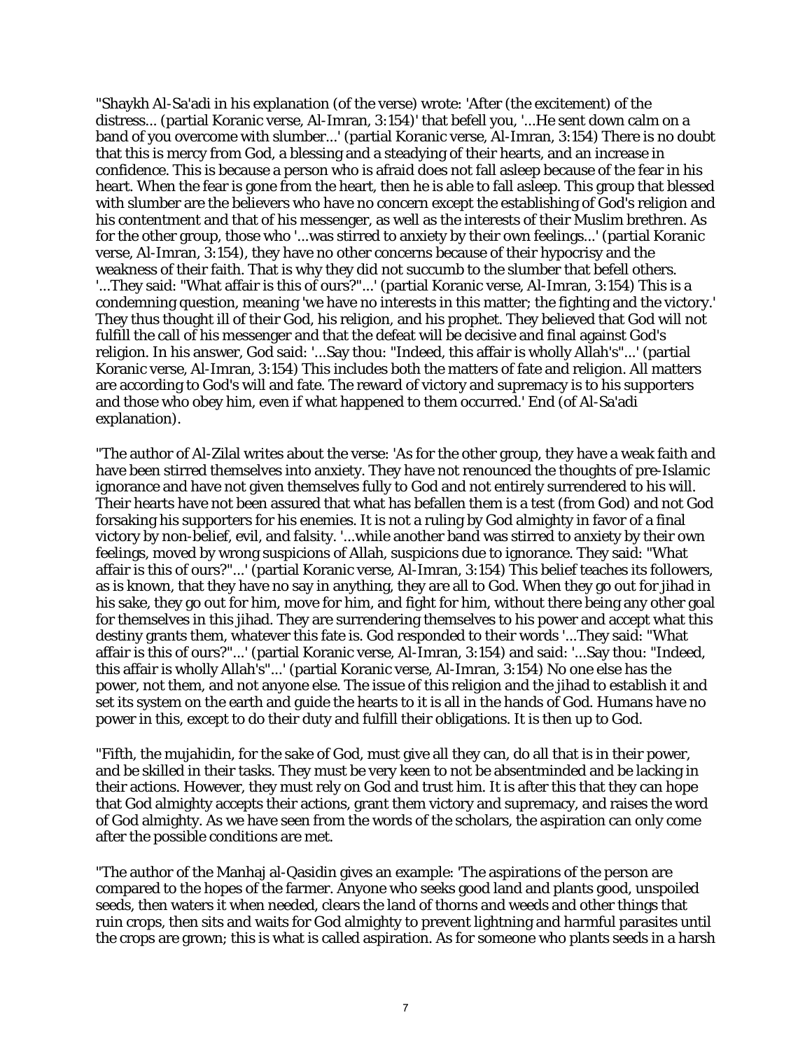"Shaykh Al-Sa'adi in his explanation (of the verse) wrote: 'After (the excitement) of the distress... (partial Koranic verse, Al-Imran, 3:154)' that befell you, '...He sent down calm on a band of you overcome with slumber...' (partial Koranic verse, Al-Imran, 3:154) There is no doubt that this is mercy from God, a blessing and a steadying of their hearts, and an increase in confidence. This is because a person who is afraid does not fall asleep because of the fear in his heart. When the fear is gone from the heart, then he is able to fall asleep. This group that blessed with slumber are the believers who have no concern except the establishing of God's religion and his contentment and that of his messenger, as well as the interests of their Muslim brethren. As for the other group, those who '...was stirred to anxiety by their own feelings...' (partial Koranic verse, Al-Imran, 3:154), they have no other concerns because of their hypocrisy and the weakness of their faith. That is why they did not succumb to the slumber that befell others. '...They said: "What affair is this of ours?"...' (partial Koranic verse, Al-Imran, 3:154) This is a condemning question, meaning 'we have no interests in this matter; the fighting and the victory.' They thus thought ill of their God, his religion, and his prophet. They believed that God will not fulfill the call of his messenger and that the defeat will be decisive and final against God's religion. In his answer, God said: '...Say thou: "Indeed, this affair is wholly Allah's"...' (partial Koranic verse, Al-Imran, 3:154) This includes both the matters of fate and religion. All matters are according to God's will and fate. The reward of victory and supremacy is to his supporters and those who obey him, even if what happened to them occurred.' End (of Al-Sa'adi explanation).

"The author of Al-Zilal writes about the verse: 'As for the other group, they have a weak faith and have been stirred themselves into anxiety. They have not renounced the thoughts of pre-Islamic ignorance and have not given themselves fully to God and not entirely surrendered to his will. Their hearts have not been assured that what has befallen them is a test (from God) and not God forsaking his supporters for his enemies. It is not a ruling by God almighty in favor of a final victory by non-belief, evil, and falsity. '...while another band was stirred to anxiety by their own feelings, moved by wrong suspicions of Allah, suspicions due to ignorance. They said: "What affair is this of ours?"...' (partial Koranic verse, Al-Imran, 3:154) This belief teaches its followers, as is known, that they have no say in anything, they are all to God. When they go out for jihad in his sake, they go out for him, move for him, and fight for him, without there being any other goal for themselves in this jihad. They are surrendering themselves to his power and accept what this destiny grants them, whatever this fate is. God responded to their words '...They said: "What affair is this of ours?"...' (partial Koranic verse, Al-Imran, 3:154) and said: '...Say thou: "Indeed, this affair is wholly Allah's"...' (partial Koranic verse, Al-Imran, 3:154) No one else has the power, not them, and not anyone else. The issue of this religion and the jihad to establish it and set its system on the earth and guide the hearts to it is all in the hands of God. Humans have no power in this, except to do their duty and fulfill their obligations. It is then up to God.

"Fifth, the mujahidin, for the sake of God, must give all they can, do all that is in their power, and be skilled in their tasks. They must be very keen to not be absentminded and be lacking in their actions. However, they must rely on God and trust him. It is after this that they can hope that God almighty accepts their actions, grant them victory and supremacy, and raises the word of God almighty. As we have seen from the words of the scholars, the aspiration can only come after the possible conditions are met.

"The author of the Manhaj al-Qasidin gives an example: 'The aspirations of the person are compared to the hopes of the farmer. Anyone who seeks good land and plants good, unspoiled seeds, then waters it when needed, clears the land of thorns and weeds and other things that ruin crops, then sits and waits for God almighty to prevent lightning and harmful parasites until the crops are grown; this is what is called aspiration. As for someone who plants seeds in a harsh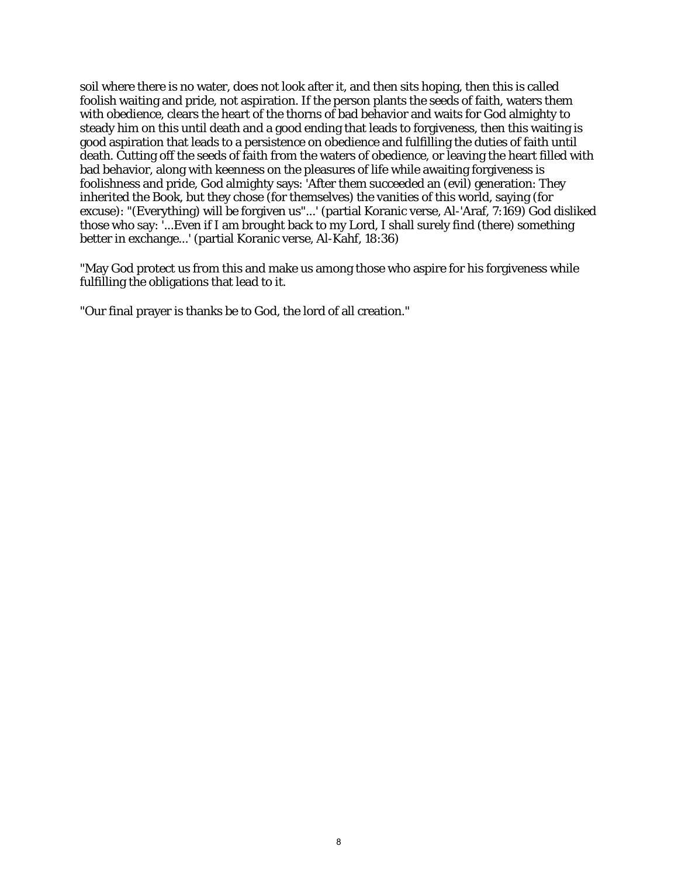soil where there is no water, does not look after it, and then sits hoping, then this is called foolish waiting and pride, not aspiration. If the person plants the seeds of faith, waters them with obedience, clears the heart of the thorns of bad behavior and waits for God almighty to steady him on this until death and a good ending that leads to forgiveness, then this waiting is good aspiration that leads to a persistence on obedience and fulfilling the duties of faith until death. Cutting off the seeds of faith from the waters of obedience, or leaving the heart filled with bad behavior, along with keenness on the pleasures of life while awaiting forgiveness is foolishness and pride, God almighty says: 'After them succeeded an (evil) generation: They inherited the Book, but they chose (for themselves) the vanities of this world, saying (for excuse): "(Everything) will be forgiven us"...' (partial Koranic verse, Al-'Araf, 7:169) God disliked those who say: '...Even if I am brought back to my Lord, I shall surely find (there) something better in exchange...' (partial Koranic verse, Al-Kahf, 18:36)

"May God protect us from this and make us among those who aspire for his forgiveness while fulfilling the obligations that lead to it.

"Our final prayer is thanks be to God, the lord of all creation."